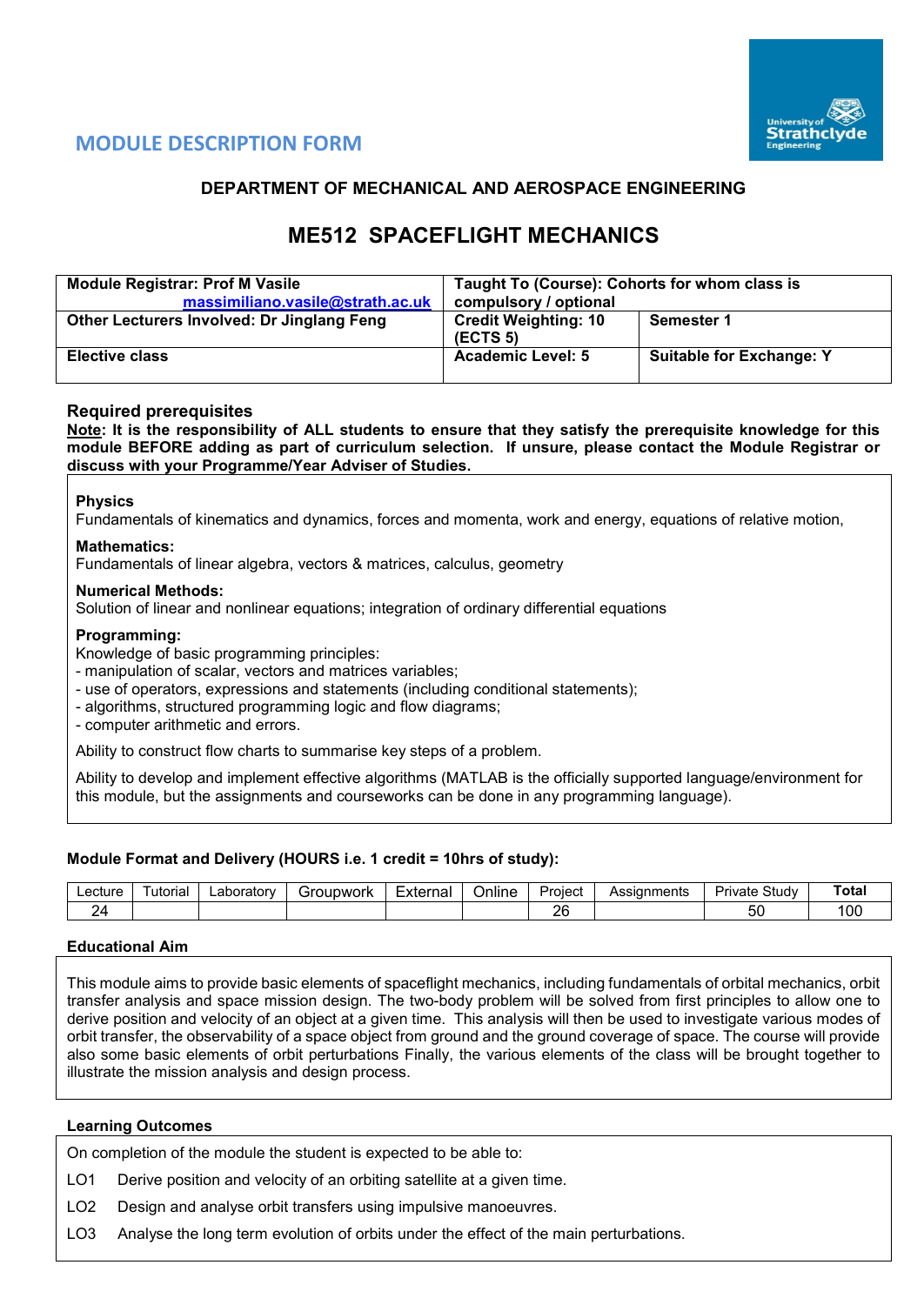## MODULE DESCRIPTION FORM

### DEPARTMENT OF MECHANICAL AND AEROSPACE ENGINEERING

# ME512 SPACEFLIGHT MECHANICS

| **Module Registrar: Prof M Vasile** **massimiliano.vasile@strath.ac.uk** | **Taught To (Course): Cohorts for whom class is compulsory / optional** | |
|---|---|---|
| **Other Lecturers Involved: Dr Jinglang Feng** | **Credit Weighting: 10 (ECTS 5)** | **Semester 1** |
| **Elective class** | **Academic Level: 5** | **Suitable for Exchange: Y** |

### Required prerequisites

**Note: It is the responsibility of ALL students to ensure that they satisfy the prerequisite knowledge for this module BEFORE adding as part of curriculum selection. If unsure, please contact the Module Registrar or discuss with your Programme/Year Adviser of Studies.**

**Physics**
Fundamentals of kinematics and dynamics, forces and momenta, work and energy, equations of relative motion,

**Mathematics:**
Fundamentals of linear algebra, vectors & matrices, calculus, geometry

**Numerical Methods:**
Solution of linear and nonlinear equations; integration of ordinary differential equations

**Programming:**
Knowledge of basic programming principles:
- manipulation of scalar, vectors and matrices variables;
- use of operators, expressions and statements (including conditional statements);
- algorithms, structured programming logic and flow diagrams;
- computer arithmetic and errors.

Ability to construct flow charts to summarise key steps of a problem.

Ability to develop and implement effective algorithms (MATLAB is the officially supported language/environment for this module, but the assignments and courseworks can be done in any programming language).

#### Module Format and Delivery (HOURS i.e. 1 credit = 10hrs of study):

| Lecture | Tutorial | Laboratory | Groupwork | External | Online | Project | Assignments | Private Study | **Total** |
|---|---|---|---|---|---|---|---|---|---|
| 24 | | | | | | 26 | | 50 | 100 |

#### Educational Aim

This module aims to provide basic elements of spaceflight mechanics, including fundamentals of orbital mechanics, orbit transfer analysis and space mission design. The two-body problem will be solved from first principles to allow one to derive position and velocity of an object at a given time. This analysis will then be used to investigate various modes of orbit transfer, the observability of a space object from ground and the ground coverage of space. The course will provide also some basic elements of orbit perturbations Finally, the various elements of the class will be brought together to illustrate the mission analysis and design process.

#### Learning Outcomes

On completion of the module the student is expected to be able to:

LO1 Derive position and velocity of an orbiting satellite at a given time.

LO2 Design and analyse orbit transfers using impulsive manoeuvres.

LO3 Analyse the long term evolution of orbits under the effect of the main perturbations.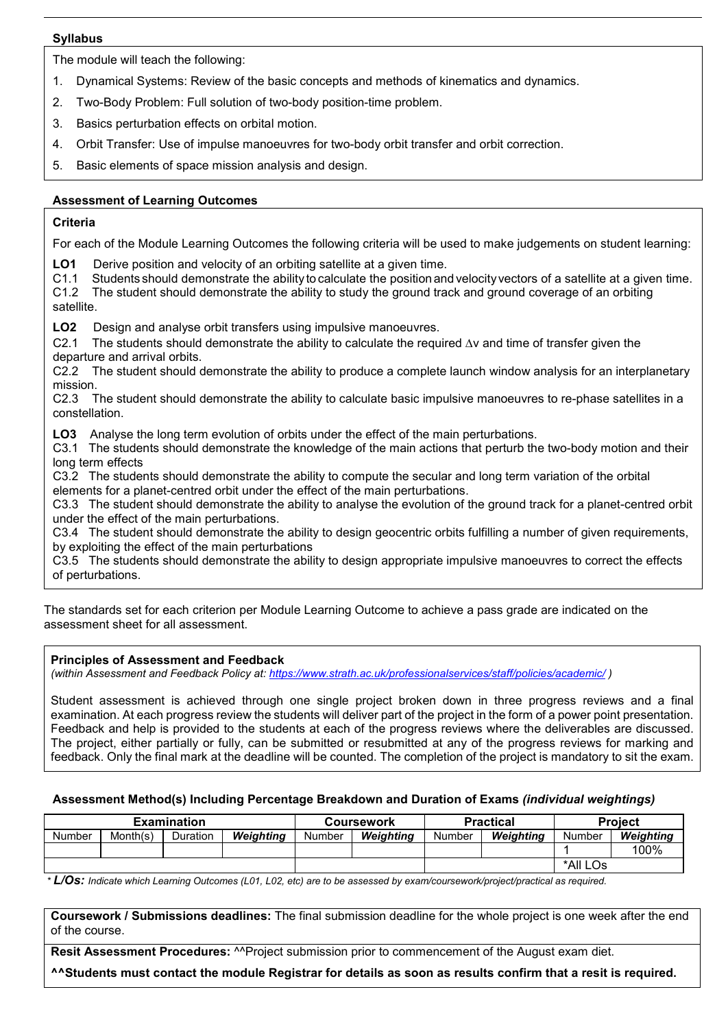### Syllabus

The module will teach the following:

1. Dynamical Systems: Review of the basic concepts and methods of kinematics and dynamics.
2. Two-Body Problem: Full solution of two-body position-time problem.
3. Basics perturbation effects on orbital motion.
4. Orbit Transfer: Use of impulse manoeuvres for two-body orbit transfer and orbit correction.
5. Basic elements of space mission analysis and design.

### Assessment of Learning Outcomes

**Criteria**

For each of the Module Learning Outcomes the following criteria will be used to make judgements on student learning:

**LO1** Derive position and velocity of an orbiting satellite at a given time.
C1.1 Students should demonstrate the ability to calculate the position and velocity vectors of a satellite at a given time.
C1.2 The student should demonstrate the ability to study the ground track and ground coverage of an orbiting satellite.

**LO2** Design and analyse orbit transfers using impulsive manoeuvres.
C2.1 The students should demonstrate the ability to calculate the required $\Delta v$ and time of transfer given the departure and arrival orbits.
C2.2 The student should demonstrate the ability to produce a complete launch window analysis for an interplanetary mission.
C2.3 The student should demonstrate the ability to calculate basic impulsive manoeuvres to re-phase satellites in a constellation.

**LO3** Analyse the long term evolution of orbits under the effect of the main perturbations.
C3.1 The students should demonstrate the knowledge of the main actions that perturb the two-body motion and their long term effects
C3.2 The students should demonstrate the ability to compute the secular and long term variation of the orbital elements for a planet-centred orbit under the effect of the main perturbations.
C3.3 The student should demonstrate the ability to analyse the evolution of the ground track for a planet-centred orbit under the effect of the main perturbations.
C3.4 The student should demonstrate the ability to design geocentric orbits fulfilling a number of given requirements, by exploiting the effect of the main perturbations
C3.5 The students should demonstrate the ability to design appropriate impulsive manoeuvres to correct the effects of perturbations.

The standards set for each criterion per Module Learning Outcome to achieve a pass grade are indicated on the assessment sheet for all assessment.

**Principles of Assessment and Feedback**
*(within Assessment and Feedback Policy at: https://www.strath.ac.uk/professionalservices/staff/policies/academic/ )*

Student assessment is achieved through one single project broken down in three progress reviews and a final examination. At each progress review the students will deliver part of the project in the form of a power point presentation. Feedback and help is provided to the students at each of the progress reviews where the deliverables are discussed. The project, either partially or fully, can be submitted or resubmitted at any of the progress reviews for marking and feedback. Only the final mark at the deadline will be counted. The completion of the project is mandatory to sit the exam.

### Assessment Method(s) Including Percentage Breakdown and Duration of Exams *(individual weightings)*

| Examination | | | | Coursework | | Practical | | Project | |
|---|---|---|---|---|---|---|---|---|---|
| Number | Month(s) | Duration | ***Weighting*** | Number | ***Weighting*** | Number | ***Weighting*** | Number | ***Weighting*** |
| | | | | | | | | 1 | 100% |
| | | | | | | | | *All LOs | |

*\* **L/Os:** Indicate which Learning Outcomes (L01, L02, etc) are to be assessed by exam/coursework/project/practical as required.*

**Coursework / Submissions deadlines:** The final submission deadline for the whole project is one week after the end of the course.

**Resit Assessment Procedures:** ^^Project submission prior to commencement of the August exam diet.

**^^Students must contact the module Registrar for details as soon as results confirm that a resit is required.**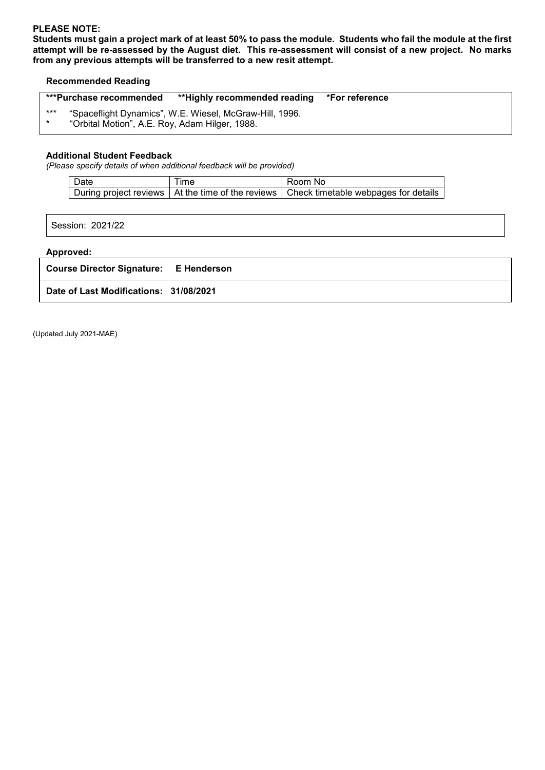**PLEASE NOTE:**
**Students must gain a project mark of at least 50% to pass the module. Students who fail the module at the first attempt will be re-assessed by the August diet. This re-assessment will consist of a new project. No marks from any previous attempts will be transferred to a new resit attempt.**

### Recommended Reading

**\*\*\*Purchase recommended    \*\*Highly recommended reading    \*For reference**

\*\*\*  "Spaceflight Dynamics", W.E. Wiesel, McGraw-Hill, 1996.
\*  "Orbital Motion", A.E. Roy, Adam Hilger, 1988.

### Additional Student Feedback

*(Please specify details of when additional feedback will be provided)*

| Date | Time | Room No |
|---|---|---|
| During project reviews | At the time of the reviews | Check timetable webpages for details |

Session: 2021/22

**Approved:**

**Course Director Signature: E Henderson**

**Date of Last Modifications: 31/08/2021**

(Updated July 2021-MAE)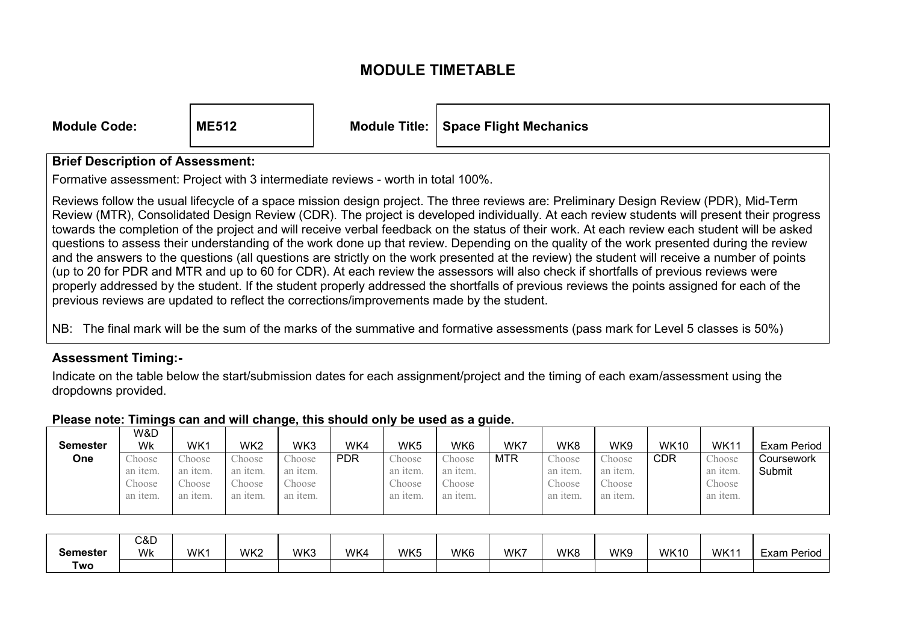# MODULE TIMETABLE

| Module Code: | ME512 | Module Title: | Space Flight Mechanics |
|---|---|---|---|

**Brief Description of Assessment:**

Formative assessment: Project with 3 intermediate reviews - worth in total 100%.

Reviews follow the usual lifecycle of a space mission design project. The three reviews are: Preliminary Design Review (PDR), Mid-Term Review (MTR), Consolidated Design Review (CDR). The project is developed individually. At each review students will present their progress towards the completion of the project and will receive verbal feedback on the status of their work. At each review each student will be asked questions to assess their understanding of the work done up that review. Depending on the quality of the work presented during the review and the answers to the questions (all questions are strictly on the work presented at the review) the student will receive a number of points (up to 20 for PDR and MTR and up to 60 for CDR). At each review the assessors will also check if shortfalls of previous reviews were properly addressed by the student. If the student properly addressed the shortfalls of previous reviews the points assigned for each of the previous reviews are updated to reflect the corrections/improvements made by the student.

NB: The final mark will be the sum of the marks of the summative and formative assessments (pass mark for Level 5 classes is 50%)

**Assessment Timing:-**

Indicate on the table below the start/submission dates for each assignment/project and the timing of each exam/assessment using the dropdowns provided.

**Please note: Timings can and will change, this should only be used as a guide.**

| Semester | W&D Wk | WK1 | WK2 | WK3 | WK4 | WK5 | WK6 | WK7 | WK8 | WK9 | WK10 | WK11 | Exam Period |
|---|---|---|---|---|---|---|---|---|---|---|---|---|---|
| One | Choose an item. Choose an item. | Choose an item. Choose an item. | Choose an item. Choose an item. | Choose an item. Choose an item. | PDR | Choose an item. Choose an item. | Choose an item. Choose an item. | MTR | Choose an item. Choose an item. | Choose an item. Choose an item. | CDR | Choose an item. Choose an item. | Coursework Submit |

| Semester | C&D Wk | WK1 | WK2 | WK3 | WK4 | WK5 | WK6 | WK7 | WK8 | WK9 | WK10 | WK11 | Exam Period |
|---|---|---|---|---|---|---|---|---|---|---|---|---|---|
| Two | | | | | | | | | | | | | |